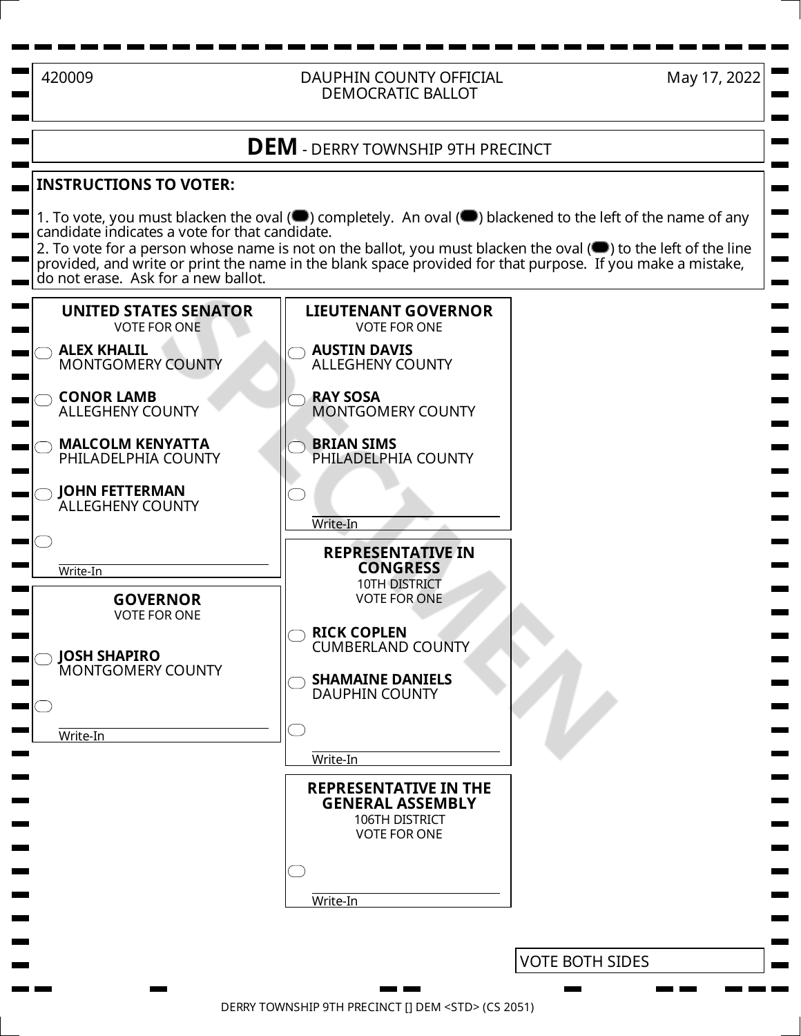420009

DAUPHIN COUNTY OFFICIAL
DEMOCRATIC BALLOT

May 17, 2022

# DEM - DERRY TOWNSHIP 9TH PRECINCT

**INSTRUCTIONS TO VOTER:**

1. To vote, you must blacken the oval (⬬) completely. An oval (⬬) blackened to the left of the name of any candidate indicates a vote for that candidate.
2. To vote for a person whose name is not on the ballot, you must blacken the oval (⬬) to the left of the line provided, and write or print the name in the blank space provided for that purpose. If you make a mistake, do not erase. Ask for a new ballot.

## UNITED STATES SENATOR
VOTE FOR ONE

- **ALEX KHALIL**
  MONTGOMERY COUNTY
- **CONOR LAMB**
  ALLEGHENY COUNTY
- **MALCOLM KENYATTA**
  PHILADELPHIA COUNTY
- **JOHN FETTERMAN**
  ALLEGHENY COUNTY
- ______________ Write-In

## GOVERNOR
VOTE FOR ONE

- **JOSH SHAPIRO**
  MONTGOMERY COUNTY
- ______________ Write-In

## LIEUTENANT GOVERNOR
VOTE FOR ONE

- **AUSTIN DAVIS**
  ALLEGHENY COUNTY
- **RAY SOSA**
  MONTGOMERY COUNTY
- **BRIAN SIMS**
  PHILADELPHIA COUNTY
- ______________ Write-In

## REPRESENTATIVE IN CONGRESS
10TH DISTRICT
VOTE FOR ONE

- **RICK COPLEN**
  CUMBERLAND COUNTY
- **SHAMAINE DANIELS**
  DAUPHIN COUNTY
- ______________ Write-In

## REPRESENTATIVE IN THE GENERAL ASSEMBLY
106TH DISTRICT
VOTE FOR ONE

- ______________ Write-In

VOTE BOTH SIDES

DERRY TOWNSHIP 9TH PRECINCT [] DEM <STD> (CS 2051)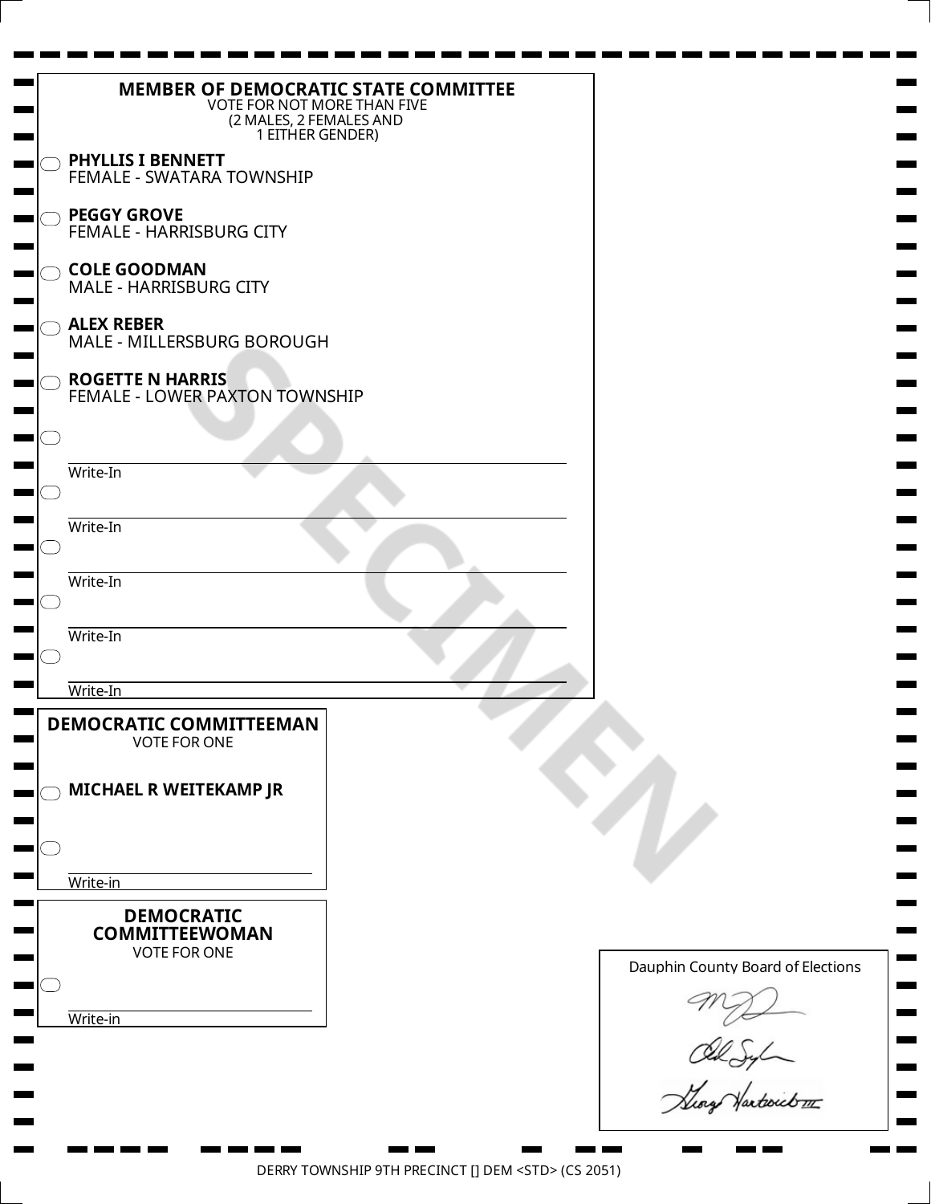## MEMBER OF DEMOCRATIC STATE COMMITTEE

VOTE FOR NOT MORE THAN FIVE
(2 MALES, 2 FEMALES AND
1 EITHER GENDER)

- **PHYLLIS I BENNETT**
  FEMALE - SWATARA TOWNSHIP
- **PEGGY GROVE**
  FEMALE - HARRISBURG CITY
- **COLE GOODMAN**
  MALE - HARRISBURG CITY
- **ALEX REBER**
  MALE - MILLERSBURG BOROUGH
- **ROGETTE N HARRIS**
  FEMALE - LOWER PAXTON TOWNSHIP
- Write-In
- Write-In
- Write-In
- Write-In
- Write-In

## DEMOCRATIC COMMITTEEMAN

VOTE FOR ONE

- **MICHAEL R WEITEKAMP JR**
- Write-in

## DEMOCRATIC COMMITTEEWOMAN

VOTE FOR ONE

- Write-in

Dauphin County Board of Elections

SPECIMEN

DERRY TOWNSHIP 9TH PRECINCT [] DEM <STD> (CS 2051)